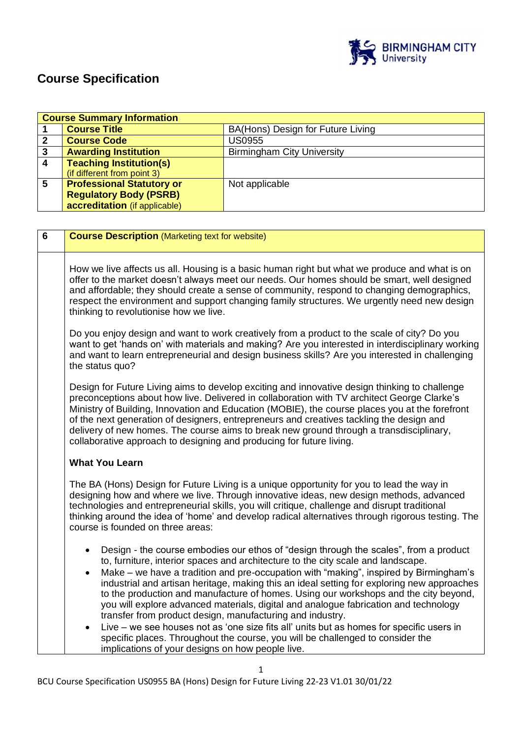# Course Specification

| Course Summary Information | | |
|---|---|---|
| 1 | **Course Title** | BA(Hons) Design for Future Living |
| 2 | **Course Code** | US0955 |
| 3 | **Awarding Institution** | Birmingham City University |
| 4 | **Teaching Institution(s)** (if different from point 3) | |
| 5 | **Professional Statutory or Regulatory Body (PSRB) accreditation** (if applicable) | Not applicable |

| 6 | **Course Description** (Marketing text for website) |
|---|---|
| | How we live affects us all. Housing is a basic human right but what we produce and what is on offer to the market doesn't always meet our needs. Our homes should be smart, well designed and affordable; they should create a sense of community, respond to changing demographics, respect the environment and support changing family structures. We urgently need new design thinking to revolutionise how we live.<br><br>Do you enjoy design and want to work creatively from a product to the scale of city? Do you want to get 'hands on' with materials and making? Are you interested in interdisciplinary working and want to learn entrepreneurial and design business skills? Are you interested in challenging the status quo?<br><br>Design for Future Living aims to develop exciting and innovative design thinking to challenge preconceptions about how live. Delivered in collaboration with TV architect George Clarke's Ministry of Building, Innovation and Education (MOBIE), the course places you at the forefront of the next generation of designers, entrepreneurs and creatives tackling the design and delivery of new homes. The course aims to break new ground through a transdisciplinary, collaborative approach to designing and producing for future living.<br><br>**What You Learn**<br><br>The BA (Hons) Design for Future Living is a unique opportunity for you to lead the way in designing how and where we live. Through innovative ideas, new design methods, advanced technologies and entrepreneurial skills, you will critique, challenge and disrupt traditional thinking around the idea of 'home' and develop radical alternatives through rigorous testing. The course is founded on three areas:<br><br>• Design - the course embodies our ethos of "design through the scales", from a product to, furniture, interior spaces and architecture to the city scale and landscape.<br>• Make – we have a tradition and pre-occupation with "making", inspired by Birmingham's industrial and artisan heritage, making this an ideal setting for exploring new approaches to the production and manufacture of homes. Using our workshops and the city beyond, you will explore advanced materials, digital and analogue fabrication and technology transfer from product design, manufacturing and industry.<br>• Live – we see houses not as 'one size fits all' units but as homes for specific users in specific places. Throughout the course, you will be challenged to consider the implications of your designs on how people live. |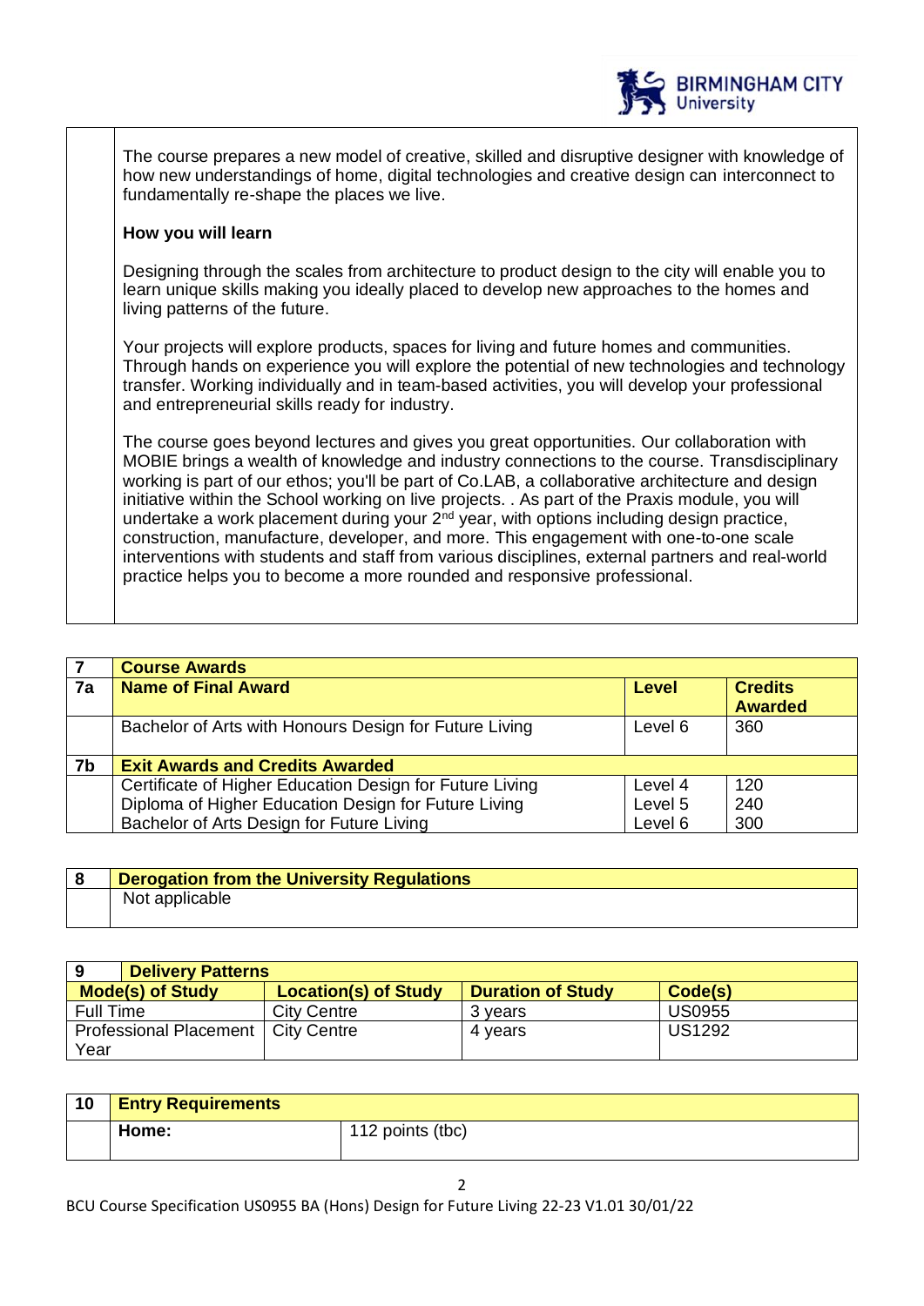The course prepares a new model of creative, skilled and disruptive designer with knowledge of how new understandings of home, digital technologies and creative design can interconnect to fundamentally re-shape the places we live.

**How you will learn**

Designing through the scales from architecture to product design to the city will enable you to learn unique skills making you ideally placed to develop new approaches to the homes and living patterns of the future.

Your projects will explore products, spaces for living and future homes and communities. Through hands on experience you will explore the potential of new technologies and technology transfer. Working individually and in team-based activities, you will develop your professional and entrepreneurial skills ready for industry.

The course goes beyond lectures and gives you great opportunities. Our collaboration with MOBIE brings a wealth of knowledge and industry connections to the course. Transdisciplinary working is part of our ethos; you'll be part of Co.LAB, a collaborative architecture and design initiative within the School working on live projects. . As part of the Praxis module, you will undertake a work placement during your 2nd year, with options including design practice, construction, manufacture, developer, and more. This engagement with one-to-one scale interventions with students and staff from various disciplines, external partners and real-world practice helps you to become a more rounded and responsive professional.

| 7 | Course Awards | | |
|---|---|---|---|
| 7a | **Name of Final Award** | **Level** | **Credits Awarded** |
| | Bachelor of Arts with Honours Design for Future Living | Level 6 | 360 |
| 7b | **Exit Awards and Credits Awarded** | | |
| | Certificate of Higher Education Design for Future Living | Level 4 | 120 |
| | Diploma of Higher Education Design for Future Living | Level 5 | 240 |
| | Bachelor of Arts Design for Future Living | Level 6 | 300 |

| 8 | Derogation from the University Regulations |
|---|---|
| | Not applicable |

| 9 Delivery Patterns | | | |
|---|---|---|---|
| **Mode(s) of Study** | **Location(s) of Study** | **Duration of Study** | **Code(s)** |
| Full Time | City Centre | 3 years | US0955 |
| Professional Placement Year | City Centre | 4 years | US1292 |

| 10 | Entry Requirements | |
|---|---|---|
| | **Home:** | 112 points (tbc) |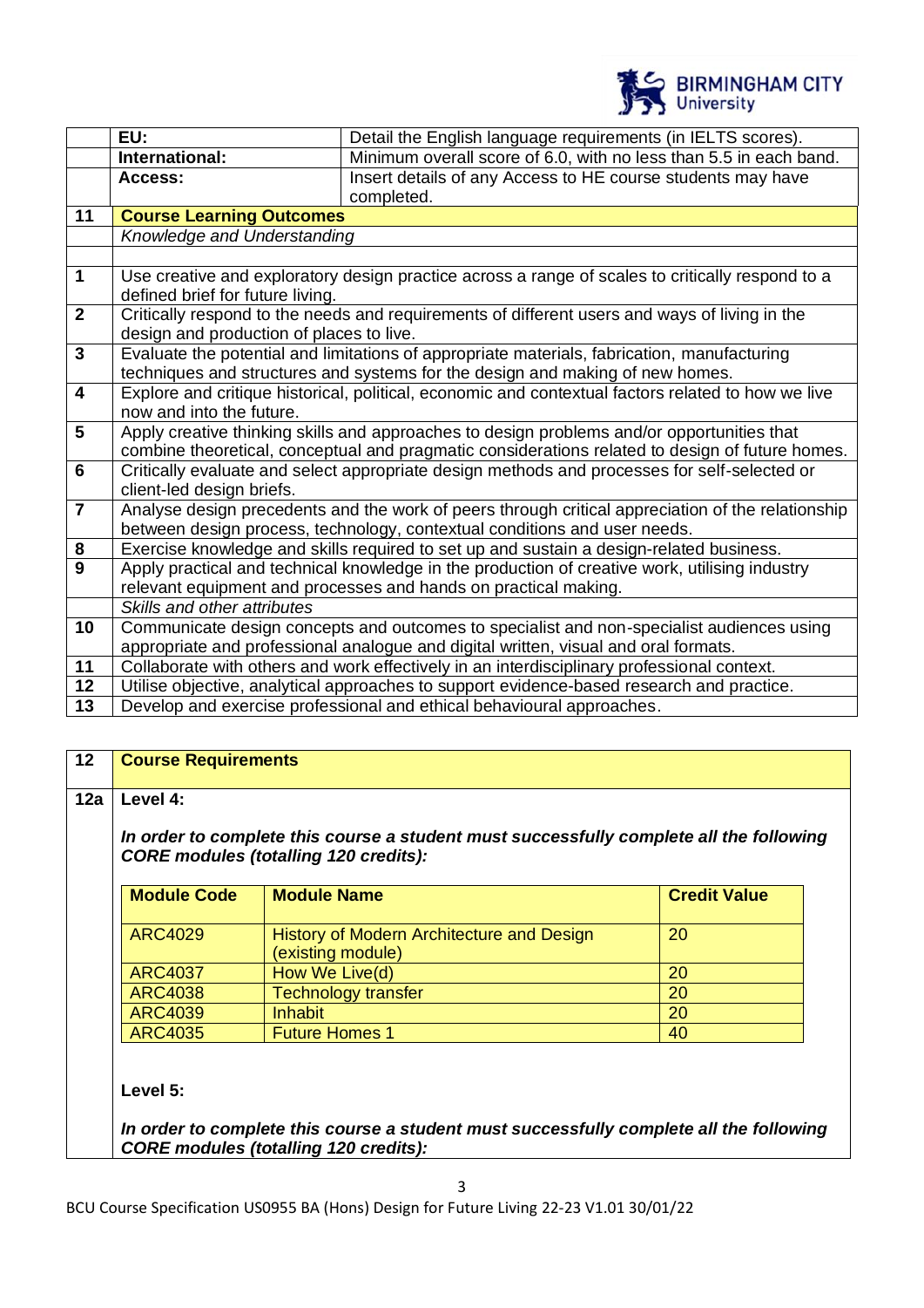| | | |
|---|---|---|
| | **EU:** | Detail the English language requirements (in IELTS scores). |
| | **International:** | Minimum overall score of 6.0, with no less than 5.5 in each band. |
| | **Access:** | Insert details of any Access to HE course students may have completed. |

| | |
|---|---|
| **11** | **Course Learning Outcomes** |
| | *Knowledge and Understanding* |
| | |
| **1** | Use creative and exploratory design practice across a range of scales to critically respond to a defined brief for future living. |
| **2** | Critically respond to the needs and requirements of different users and ways of living in the design and production of places to live. |
| **3** | Evaluate the potential and limitations of appropriate materials, fabrication, manufacturing techniques and structures and systems for the design and making of new homes. |
| **4** | Explore and critique historical, political, economic and contextual factors related to how we live now and into the future. |
| **5** | Apply creative thinking skills and approaches to design problems and/or opportunities that combine theoretical, conceptual and pragmatic considerations related to design of future homes. |
| **6** | Critically evaluate and select appropriate design methods and processes for self-selected or client-led design briefs. |
| **7** | Analyse design precedents and the work of peers through critical appreciation of the relationship between design process, technology, contextual conditions and user needs. |
| **8** | Exercise knowledge and skills required to set up and sustain a design-related business. |
| **9** | Apply practical and technical knowledge in the production of creative work, utilising industry relevant equipment and processes and hands on practical making. |
| | *Skills and other attributes* |
| **10** | Communicate design concepts and outcomes to specialist and non-specialist audiences using appropriate and professional analogue and digital written, visual and oral formats. |
| **11** | Collaborate with others and work effectively in an interdisciplinary professional context. |
| **12** | Utilise objective, analytical approaches to support evidence-based research and practice. |
| **13** | Develop and exercise professional and ethical behavioural approaches. |

| **12** | **Course Requirements** |
|---|---|

**12a** **Level 4:**

***In order to complete this course a student must successfully complete all the following CORE modules (totalling 120 credits):***

| Module Code | Module Name | Credit Value |
|---|---|---|
| ARC4029 | History of Modern Architecture and Design (existing module) | 20 |
| ARC4037 | How We Live(d) | 20 |
| ARC4038 | Technology transfer | 20 |
| ARC4039 | Inhabit | 20 |
| ARC4035 | Future Homes 1 | 40 |

**Level 5:**

***In order to complete this course a student must successfully complete all the following CORE modules (totalling 120 credits):***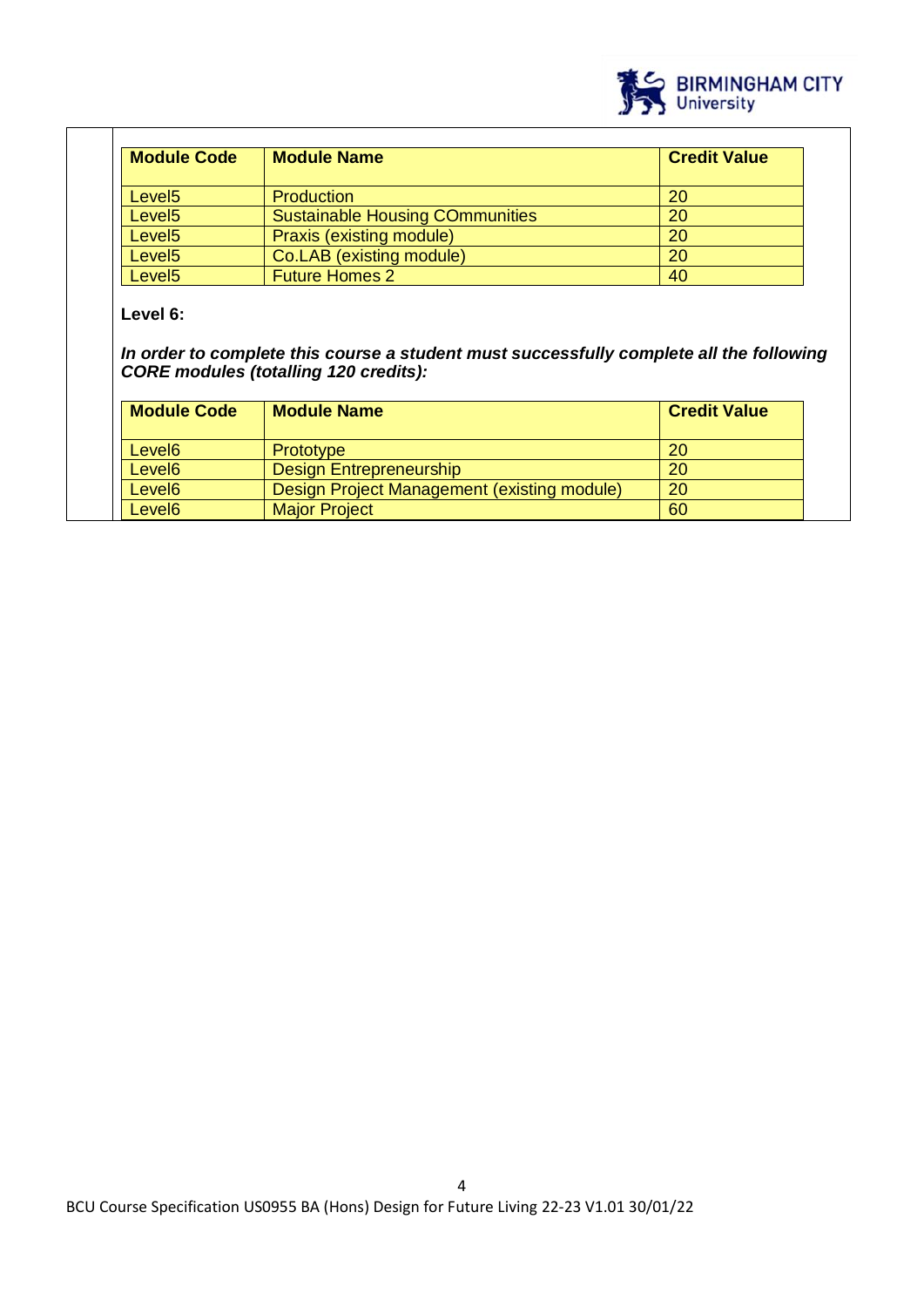| Module Code | Module Name | Credit Value |
|---|---|---|
| Level5 | Production | 20 |
| Level5 | Sustainable Housing COmmunities | 20 |
| Level5 | Praxis (existing module) | 20 |
| Level5 | Co.LAB (existing module) | 20 |
| Level5 | Future Homes 2 | 40 |

**Level 6:**

***In order to complete this course a student must successfully complete all the following CORE modules (totalling 120 credits):***

| Module Code | Module Name | Credit Value |
|---|---|---|
| Level6 | Prototype | 20 |
| Level6 | Design Entrepreneurship | 20 |
| Level6 | Design Project Management (existing module) | 20 |
| Level6 | Major Project | 60 |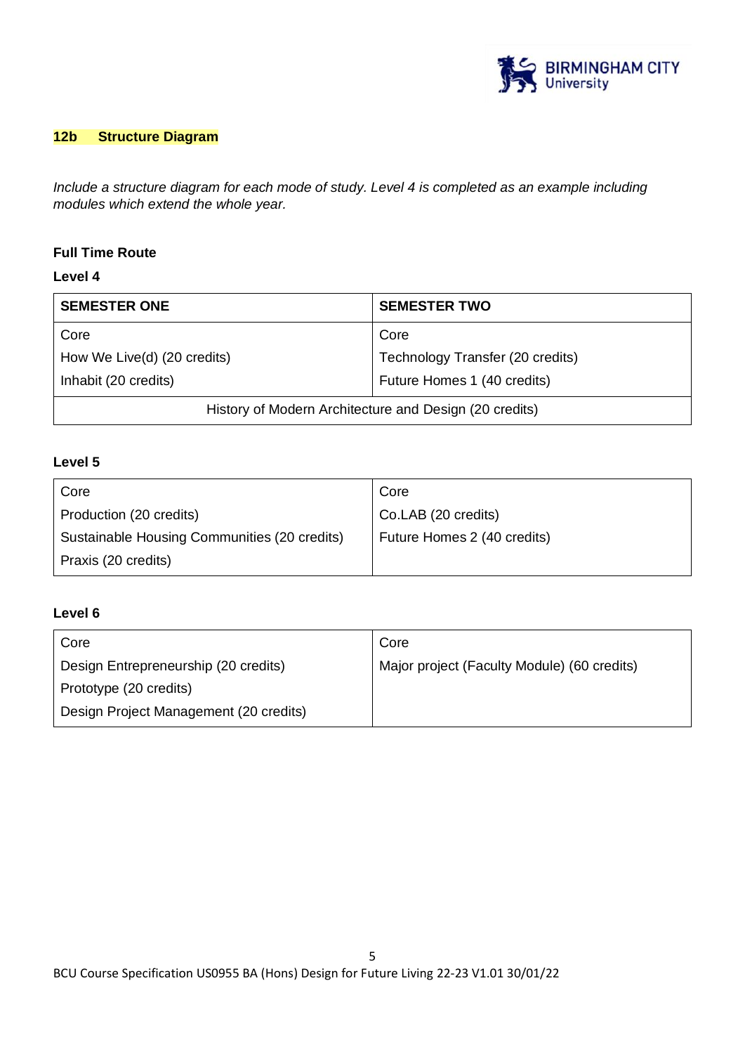## 12b Structure Diagram

*Include a structure diagram for each mode of study. Level 4 is completed as an example including modules which extend the whole year.*

**Full Time Route**

**Level 4**

| SEMESTER ONE | SEMESTER TWO |
|---|---|
| Core<br>How We Live(d) (20 credits)<br>Inhabit (20 credits) | Core<br>Technology Transfer (20 credits)<br>Future Homes 1 (40 credits) |
| History of Modern Architecture and Design (20 credits) | |

**Level 5**

| | |
|---|---|
| Core<br>Production (20 credits)<br>Sustainable Housing Communities (20 credits)<br>Praxis (20 credits) | Core<br>Co.LAB (20 credits)<br>Future Homes 2 (40 credits) |

**Level 6**

| | |
|---|---|
| Core<br>Design Entrepreneurship (20 credits)<br>Prototype (20 credits)<br>Design Project Management (20 credits) | Core<br>Major project (Faculty Module) (60 credits) |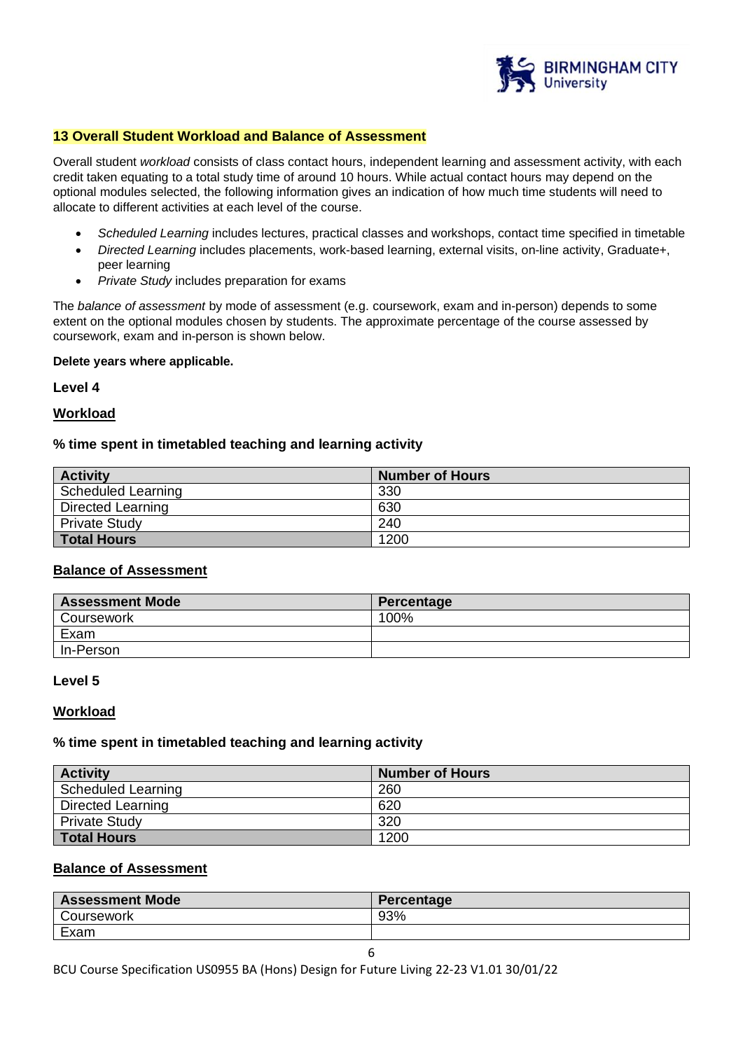## 13 Overall Student Workload and Balance of Assessment

Overall student *workload* consists of class contact hours, independent learning and assessment activity, with each credit taken equating to a total study time of around 10 hours. While actual contact hours may depend on the optional modules selected, the following information gives an indication of how much time students will need to allocate to different activities at each level of the course.

- *Scheduled Learning* includes lectures, practical classes and workshops, contact time specified in timetable
- *Directed Learning* includes placements, work-based learning, external visits, on-line activity, Graduate+, peer learning
- *Private Study* includes preparation for exams

The *balance of assessment* by mode of assessment (e.g. coursework, exam and in-person) depends to some extent on the optional modules chosen by students. The approximate percentage of the course assessed by coursework, exam and in-person is shown below.

**Delete years where applicable.**

**Level 4**

**Workload**

**% time spent in timetabled teaching and learning activity**

| Activity | Number of Hours |
|---|---|
| Scheduled Learning | 330 |
| Directed Learning | 630 |
| Private Study | 240 |
| **Total Hours** | 1200 |

**Balance of Assessment**

| Assessment Mode | Percentage |
|---|---|
| Coursework | 100% |
| Exam | |
| In-Person | |

**Level 5**

**Workload**

**% time spent in timetabled teaching and learning activity**

| Activity | Number of Hours |
|---|---|
| Scheduled Learning | 260 |
| Directed Learning | 620 |
| Private Study | 320 |
| **Total Hours** | 1200 |

**Balance of Assessment**

| Assessment Mode | Percentage |
|---|---|
| Coursework | 93% |
| Exam | |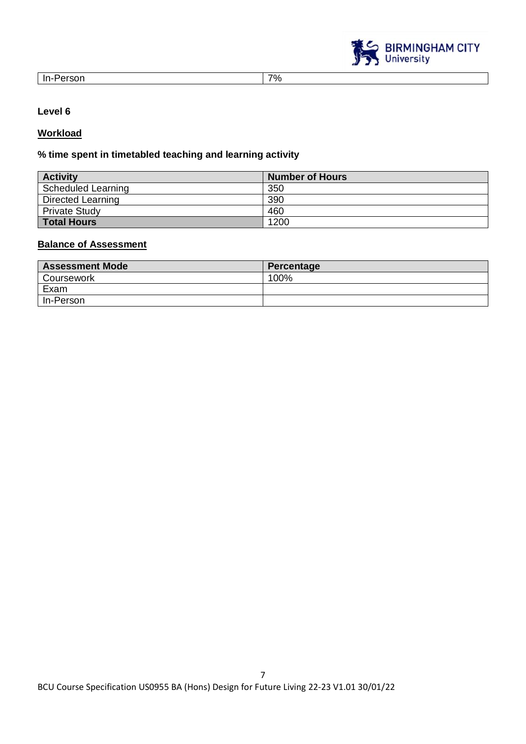| | |
|---|---|
| In-Person | 7% |

**Level 6**

**Workload**

**% time spent in timetabled teaching and learning activity**

| Activity | Number of Hours |
|---|---|
| Scheduled Learning | 350 |
| Directed Learning | 390 |
| Private Study | 460 |
| **Total Hours** | 1200 |

**Balance of Assessment**

| Assessment Mode | Percentage |
|---|---|
| Coursework | 100% |
| Exam | |
| In-Person | |

BCU Course Specification US0955 BA (Hons) Design for Future Living 22-23 V1.01 30/01/22